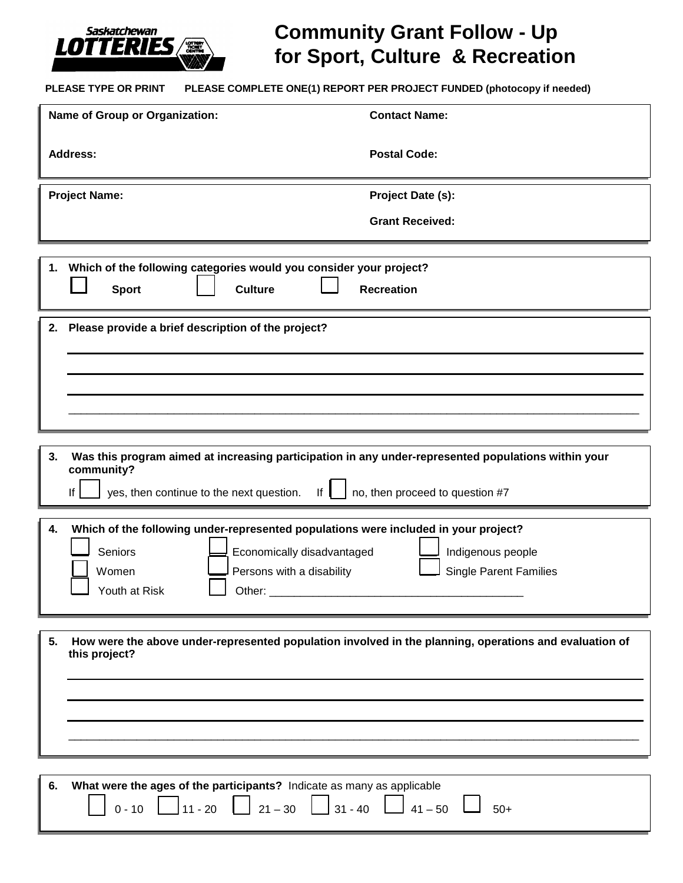Saskatchewan LOTTERIES

# Community Grant Follow - Up for Sport, Culture & Recreation

**PLEASE TYPE OR PRINT**  **PLEASE COMPLETE ONE(1) REPORT PER PROJECT FUNDED (photocopy if needed)**

**Name of Group or Organization:**

**Contact Name:**

**Address:**

**Postal Code:**

**Project Name:**

**Project Date (s):**

**Grant Received:**

**1. Which of the following categories would you consider your project?**

☐ **Sport** ☐ **Culture** ☐ **Recreation**

**2. Please provide a brief description of the project?**

______________________________________________________________________

______________________________________________________________________

______________________________________________________________________

______________________________________________________________________

**3. Was this program aimed at increasing participation in any under-represented populations within your community?**

If ☐ yes, then continue to the next question. If ☐ no, then proceed to question #7

**4. Which of the following under-represented populations were included in your project?**

☐ Seniors ☐ Economically disadvantaged ☐ Indigenous people

☐ Women ☐ Persons with a disability ☐ Single Parent Families

☐ Youth at Risk ☐ Other: ________________________________________

**5. How were the above under-represented population involved in the planning, operations and evaluation of this project?**

______________________________________________________________________

______________________________________________________________________

______________________________________________________________________

______________________________________________________________________

**6. What were the ages of the participants?** Indicate as many as applicable

☐ 0 - 10 ☐ 11 - 20 ☐ 21 – 30 ☐ 31 - 40 ☐ 41 – 50 ☐ 50+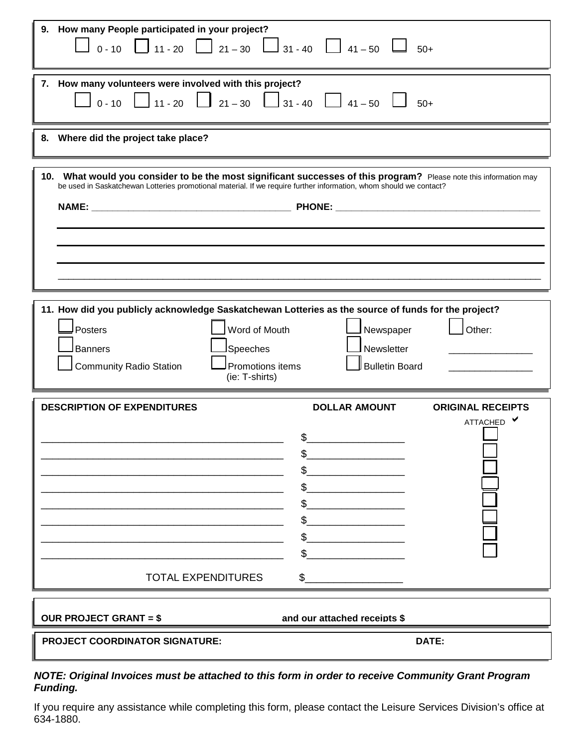**9. How many People participated in your project?**

☐ 0 - 10 ☐ 11 - 20 ☐ 21 – 30 ☐ 31 - 40 ☐ 41 – 50 ☐ 50+

**7. How many volunteers were involved with this project?**

☐ 0 - 10 ☐ 11 - 20 ☐ 21 – 30 ☐ 31 - 40 ☐ 41 – 50 ☐ 50+

**8. Where did the project take place?**

**10. What would you consider to be the most significant successes of this program?** Please note this information may be used in Saskatchewan Lotteries promotional material. If we require further information, whom should we contact?

**NAME:** ______________________________ **PHONE:** ______________________________

________________________________________________________________

________________________________________________________________

________________________________________________________________

________________________________________________________________

**11. How did you publicly acknowledge Saskatchewan Lotteries as the source of funds for the project?**

☐ Posters ☐ Word of Mouth ☐ Newspaper ☐ Other:

☐ Banners ☐ Speeches ☐ Newsletter ______________

☐ Community Radio Station ☐ Promotions items (ie: T-shirts) ☐ Bulletin Board ______________

| DESCRIPTION OF EXPENDITURES | DOLLAR AMOUNT | ORIGINAL RECEIPTS ATTACHED ✔ |
|---|---|---|
| ______________________________ | $______________ | ☐ |
| ______________________________ | $______________ | ☐ |
| ______________________________ | $______________ | ☐ |
| ______________________________ | $______________ | ☐ |
| ______________________________ | $______________ | ☐ |
| ______________________________ | $______________ | ☐ |
| ______________________________ | $______________ | ☐ |
| ______________________________ | $______________ | ☐ |
| TOTAL EXPENDITURES | $______________ | |

**OUR PROJECT GRANT = $** **and our attached receipts $**

**PROJECT COORDINATOR SIGNATURE:** **DATE:**

***NOTE: Original Invoices must be attached to this form in order to receive Community Grant Program Funding.***

If you require any assistance while completing this form, please contact the Leisure Services Division's office at 634-1880.